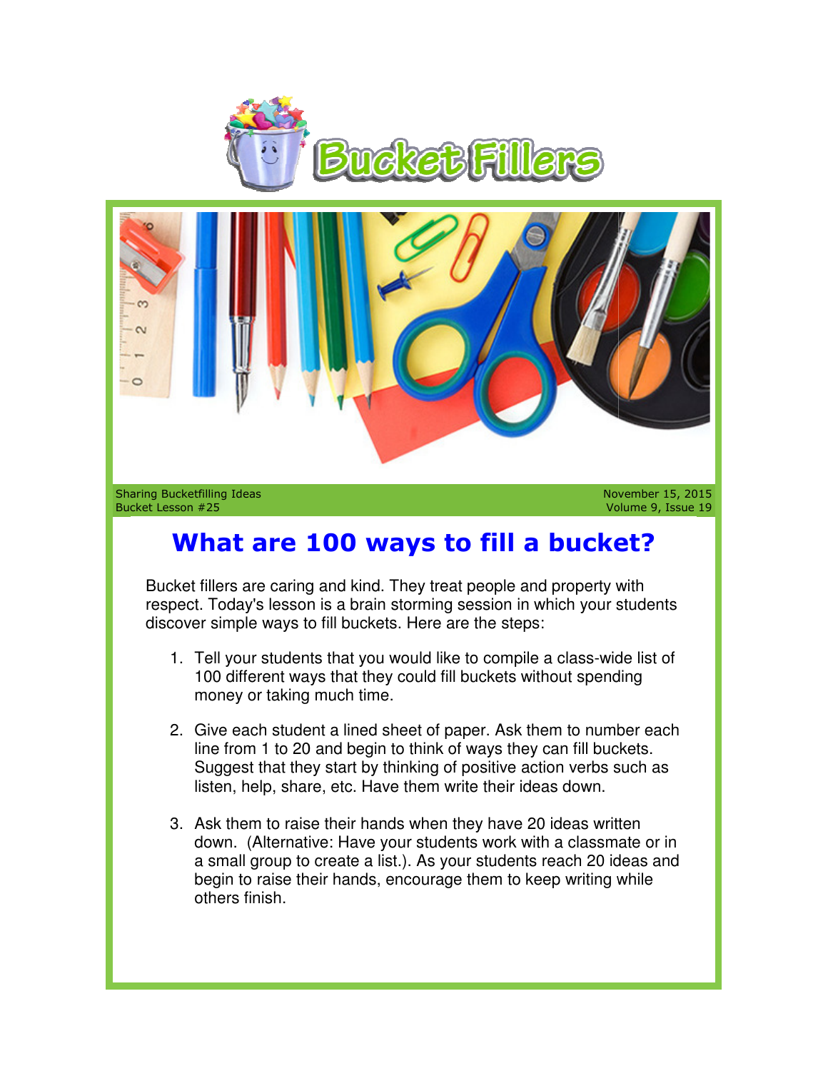# Bucket Fillers

Sharing Bucketfilling Ideas
Bucket Lesson #25

November 15, 2015

## What are 100 ways to fill a bucket?

Bucket fillers are caring and kind. They treat people and property with respect. Today's lesson is a brain storming session in which your students discover simple ways to fill buckets. Here are the steps:

1. Tell your students that you would like to compile a class-wide list of 100 different ways that they could fill buckets without spending money or taking much time.

2. Give each student a lined sheet of paper. Ask them to number each line from 1 to 20 and begin to think of ways they can fill buckets. Suggest that they start by thinking of positive action verbs such as listen, help, share, etc. Have them write their ideas down.

3. Ask them to raise their hands when they have 20 ideas written down. (Alternative: Have your students work with a classmate or in a small group to create a list.). As your students reach 20 ideas and begin to raise their hands, encourage them to keep writing while others finish.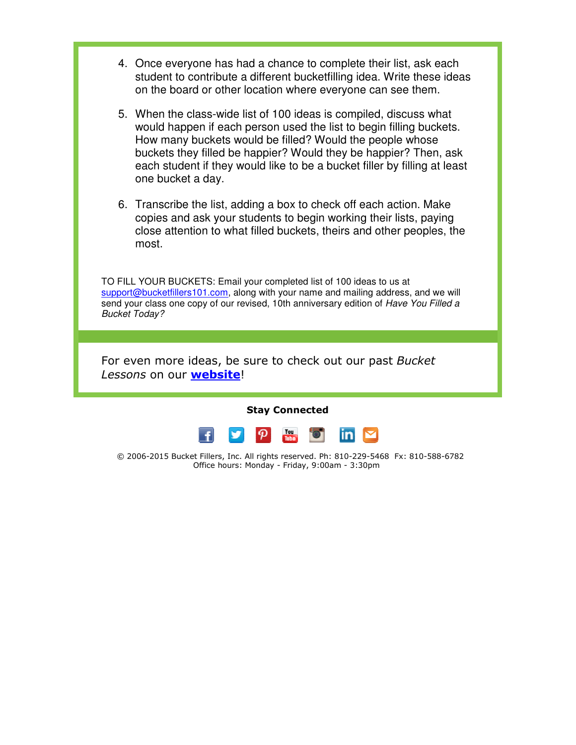4. Once everyone has had a chance to complete their list, ask each student to contribute a different bucketfilling idea. Write these ideas on the board or other location where everyone can see them.

5. When the class-wide list of 100 ideas is compiled, discuss what would happen if each person used the list to begin filling buckets. How many buckets would be filled? Would the people whose buckets they filled be happier? Would they be happier? Then, ask each student if they would like to be a bucket filler by filling at least one bucket a day.

6. Transcribe the list, adding a box to check off each action. Make copies and ask your students to begin working their lists, paying close attention to what filled buckets, theirs and other peoples, the most.

TO FILL YOUR BUCKETS: Email your completed list of 100 ideas to us at support@bucketfillers101.com, along with your name and mailing address, and we will send your class one copy of our revised, 10th anniversary edition of *Have You Filled a Bucket Today?*

For even more ideas, be sure to check out our past *Bucket Lessons* on our **website**!

**Stay Connected**

© 2006-2015 Bucket Fillers, Inc. All rights reserved. Ph: 810-229-5468 Fx: 810-588-6782
Office hours: Monday - Friday, 9:00am - 3:30pm